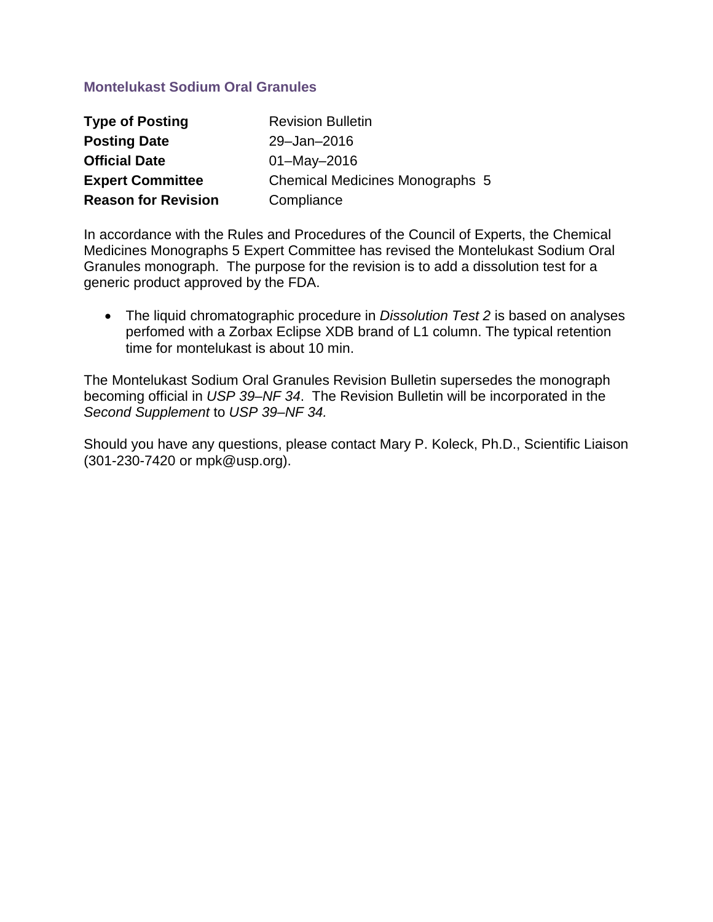# Montelukast Sodium Oral Granules

| | |
|---|---|
| **Type of Posting** | Revision Bulletin |
| **Posting Date** | 29–Jan–2016 |
| **Official Date** | 01–May–2016 |
| **Expert Committee** | Chemical Medicines Monographs 5 |
| **Reason for Revision** | Compliance |

In accordance with the Rules and Procedures of the Council of Experts, the Chemical Medicines Monographs 5 Expert Committee has revised the Montelukast Sodium Oral Granules monograph. The purpose for the revision is to add a dissolution test for a generic product approved by the FDA.

- The liquid chromatographic procedure in *Dissolution Test 2* is based on analyses perfomed with a Zorbax Eclipse XDB brand of L1 column. The typical retention time for montelukast is about 10 min.

The Montelukast Sodium Oral Granules Revision Bulletin supersedes the monograph becoming official in *USP 39–NF 34*. The Revision Bulletin will be incorporated in the *Second Supplement* to *USP 39–NF 34.*

Should you have any questions, please contact Mary P. Koleck, Ph.D., Scientific Liaison (301-230-7420 or mpk@usp.org).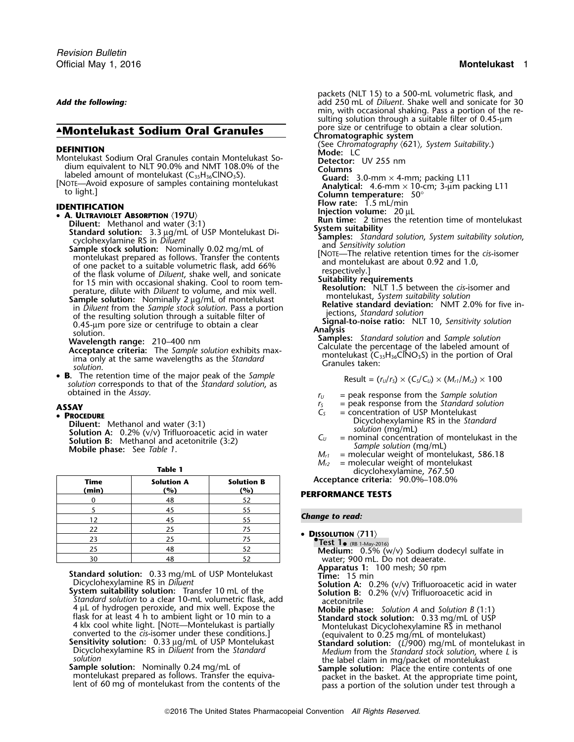*Add the following:*

# ▲Montelukast Sodium Oral Granules

## DEFINITION

Montelukast Sodium Oral Granules contain Montelukast Sodium equivalent to NLT 90.0% and NMT 108.0% of the labeled amount of montelukast ($C_{35}H_{36}ClNO_3S$).

[NOTE—Avoid exposure of samples containing montelukast to light.]

## IDENTIFICATION

- **A. ULTRAVIOLET ABSORPTION ⟨197U⟩**

  **Diluent:** Methanol and water (3:1)

  **Standard solution:** 3.3 µg/mL of USP Montelukast Dicyclohexylamine RS in *Diluent*

  **Sample stock solution:** Nominally 0.02 mg/mL of montelukast prepared as follows. Transfer the contents of one packet to a suitable volumetric flask, add 66% of the flask volume of *Diluent*, shake well, and sonicate for 15 min with occasional shaking. Cool to room temperature, dilute with *Diluent* to volume, and mix well.

  **Sample solution:** Nominally 2 µg/mL of montelukast in *Diluent* from the *Sample stock solution*. Pass a portion of the resulting solution through a suitable filter of 0.45-µm pore size or centrifuge to obtain a clear solution.

  **Wavelength range:** 210–400 nm

  **Acceptance criteria:** The *Sample solution* exhibits maxima only at the same wavelengths as the *Standard solution*.

- **B.** The retention time of the major peak of the *Sample solution* corresponds to that of the *Standard solution*, as obtained in the *Assay*.

## ASSAY

- **PROCEDURE**

  **Diluent:** Methanol and water (3:1)

  **Solution A:** 0.2% (v/v) Trifluoroacetic acid in water

  **Solution B:** Methanol and acetonitrile (3:2)

  **Mobile phase:** See *Table 1*.

**Table 1**

| Time (min) | Solution A (%) | Solution B (%) |
|---|---|---|
| 0 | 48 | 52 |
| 5 | 45 | 55 |
| 12 | 45 | 55 |
| 22 | 25 | 75 |
| 23 | 25 | 75 |
| 25 | 48 | 52 |
| 30 | 48 | 52 |

  **Standard solution:** 0.33 mg/mL of USP Montelukast Dicyclohexylamine RS in *Diluent*

  **System suitability solution:** Transfer 10 mL of the *Standard solution* to a clear 10-mL volumetric flask, add 4 µL of hydrogen peroxide, and mix well. Expose the flask for at least 4 h to ambient light or 10 min to a 4 klx cool white light. [NOTE—Montelukast is partially converted to the *cis*-isomer under these conditions.]

  **Sensitivity solution:** 0.33 µg/mL of USP Montelukast Dicyclohexylamine RS in *Diluent* from the *Standard solution*

  **Sample solution:** Nominally 0.24 mg/mL of montelukast prepared as follows. Transfer the equivalent of 60 mg of montelukast from the contents of the packets (NLT 15) to a 500-mL volumetric flask, and add 250 mL of *Diluent*. Shake well and sonicate for 30 min, with occasional shaking. Pass a portion of the resulting solution through a suitable filter of 0.45-µm pore size or centrifuge to obtain a clear solution.

  **Chromatographic system**

  (See *Chromatography* ⟨621⟩, *System Suitability*.)

  **Mode:** LC

  **Detector:** UV 255 nm

  **Columns**

  **Guard:** 3.0-mm × 4-mm; packing L11

  **Analytical:** 4.6-mm × 10-cm; 3-µm packing L11

  **Column temperature:** 50°

  **Flow rate:** 1.5 mL/min

  **Injection volume:** 20 µL

  **Run time:** 2 times the retention time of montelukast

  **System suitability**

  **Samples:** *Standard solution*, *System suitability solution*, and *Sensitivity solution*

  [NOTE—The relative retention times for the *cis*-isomer and montelukast are about 0.92 and 1.0, respectively.]

  **Suitability requirements**

  **Resolution:** NLT 1.5 between the *cis*-isomer and montelukast, *System suitability solution*

  **Relative standard deviation:** NMT 2.0% for five injections, *Standard solution*

  **Signal-to-noise ratio:** NLT 10, *Sensitivity solution*

  **Analysis**

  **Samples:** *Standard solution* and *Sample solution*

  Calculate the percentage of the labeled amount of montelukast ($C_{35}H_{36}ClNO_3S$) in the portion of Oral Granules taken:

$$\text{Result} = (r_U/r_S) \times (C_S/C_U) \times (M_{r1}/M_{r2}) \times 100$$

  $r_U$ = peak response from the *Sample solution*
  $r_S$ = peak response from the *Standard solution*
  $C_S$ = concentration of USP Montelukast Dicyclohexylamine RS in the *Standard solution* (mg/mL)
  $C_U$ = nominal concentration of montelukast in the *Sample solution* (mg/mL)
  $M_{r1}$ = molecular weight of montelukast, 586.18
  $M_{r2}$ = molecular weight of montelukast dicyclohexylamine, 767.50

  **Acceptance criteria:** 90.0%–108.0%

## PERFORMANCE TESTS

*Change to read:*

- **DISSOLUTION ⟨711⟩**

  •**Test 1**• (RB 1-May-2016)

  **Medium:** 0.5% (w/v) Sodium dodecyl sulfate in water; 900 mL. Do not deaerate.

  **Apparatus 1:** 100 mesh; 50 rpm

  **Time:** 15 min

  **Solution A:** 0.2% (v/v) Trifluoroacetic acid in water

  **Solution B:** 0.2% (v/v) Trifluoroacetic acid in acetonitrile

  **Mobile phase:** *Solution A* and *Solution B* (1:1)

  **Standard stock solution:** 0.33 mg/mL of USP Montelukast Dicyclohexylamine RS in methanol (equivalent to 0.25 mg/mL of montelukast)

  **Standard solution:** ($L$/900) mg/mL of montelukast in *Medium* from the *Standard stock solution*, where $L$ is the label claim in mg/packet of montelukast

  **Sample solution:** Place the entire contents of one packet in the basket. At the appropriate time point, pass a portion of the solution under test through a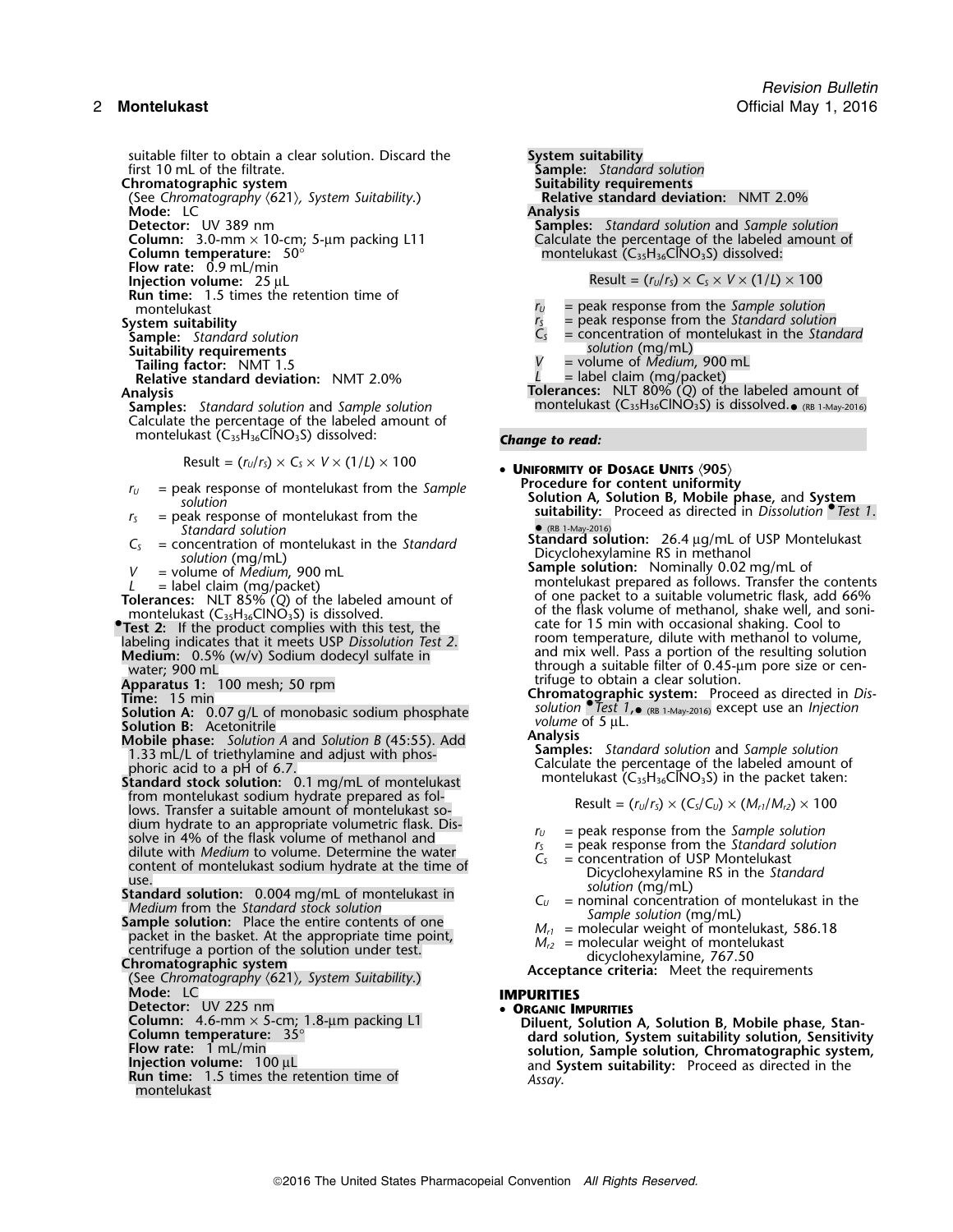suitable filter to obtain a clear solution. Discard the first 10 mL of the filtrate.

**Chromatographic system**

(See *Chromatography* ⟨621⟩, *System Suitability*.)

**Mode:** LC

**Detector:** UV 389 nm

**Column:** 3.0-mm × 10-cm; 5-µm packing L11

**Column temperature:** 50°

**Flow rate:** 0.9 mL/min

**Injection volume:** 25 µL

**Run time:** 1.5 times the retention time of montelukast

**System suitability**

**Sample:** *Standard solution*

**Suitability requirements**

**Tailing factor:** NMT 1.5

**Relative standard deviation:** NMT 2.0%

**Analysis**

**Samples:** *Standard solution* and *Sample solution*

Calculate the percentage of the labeled amount of montelukast ($C_{35}H_{36}ClNO_3S$) dissolved:

$$\text{Result} = (r_U/r_S) \times C_S \times V \times (1/L) \times 100$$

$r_U$ = peak response of montelukast from the *Sample solution*

$r_S$ = peak response of montelukast from the *Standard solution*

$C_S$ = concentration of montelukast in the *Standard solution* (mg/mL)

$V$ = volume of *Medium*, 900 mL

$L$ = label claim (mg/packet)

**Tolerances:** NLT 85% (*Q*) of the labeled amount of montelukast ($C_{35}H_{36}ClNO_3S$) is dissolved.

•**Test 2:** If the product complies with this test, the labeling indicates that it meets USP *Dissolution Test 2*.

**Medium:** 0.5% (w/v) Sodium dodecyl sulfate in water; 900 mL

**Apparatus 1:** 100 mesh; 50 rpm

**Time:** 15 min

**Solution A:** 0.07 g/L of monobasic sodium phosphate

**Solution B:** Acetonitrile

**Mobile phase:** *Solution A* and *Solution B* (45:55). Add 1.33 mL/L of triethylamine and adjust with phosphoric acid to a pH of 6.7.

**Standard stock solution:** 0.1 mg/mL of montelukast from montelukast sodium hydrate prepared as follows. Transfer a suitable amount of montelukast sodium hydrate to an appropriate volumetric flask. Dissolve in 4% of the flask volume of methanol and dilute with *Medium* to volume. Determine the water content of montelukast sodium hydrate at the time of use.

**Standard solution:** 0.004 mg/mL of montelukast in *Medium* from the *Standard stock solution*

**Sample solution:** Place the entire contents of one packet in the basket. At the appropriate time point, centrifuge a portion of the solution under test.

**Chromatographic system**

(See *Chromatography* ⟨621⟩, *System Suitability*.)

**Mode:** LC

**Detector:** UV 225 nm

**Column:** 4.6-mm × 5-cm; 1.8-µm packing L1

**Column temperature:** 35°

**Flow rate:** 1 mL/min

**Injection volume:** 100 µL

**Run time:** 1.5 times the retention time of montelukast

**System suitability**

**Sample:** *Standard solution*

**Suitability requirements**

**Relative standard deviation:** NMT 2.0%

**Analysis**

**Samples:** *Standard solution* and *Sample solution*

Calculate the percentage of the labeled amount of montelukast ($C_{35}H_{36}ClNO_3S$) dissolved:

$$\text{Result} = (r_U/r_S) \times C_S \times V \times (1/L) \times 100$$

$r_U$ = peak response from the *Sample solution*

$r_S$ = peak response from the *Standard solution*

$C_S$ = concentration of montelukast in the *Standard solution* (mg/mL)

$V$ = volume of *Medium*, 900 mL

$L$ = label claim (mg/packet)

**Tolerances:** NLT 80% (*Q*) of the labeled amount of montelukast ($C_{35}H_{36}ClNO_3S$) is dissolved.• (RB 1-May-2016)

***Change to read:***

• **Uniformity of Dosage Units** ⟨905⟩

**Procedure for content uniformity**

**Solution A, Solution B, Mobile phase,** and **System suitability:** Proceed as directed in *Dissolution* •*Test 1*.• (RB 1-May-2016)

**Standard solution:** 26.4 µg/mL of USP Montelukast Dicyclohexylamine RS in methanol

**Sample solution:** Nominally 0.02 mg/mL of montelukast prepared as follows. Transfer the contents of one packet to a suitable volumetric flask, add 66% of the flask volume of methanol, shake well, and sonicate for 15 min with occasional shaking. Cool to room temperature, dilute with methanol to volume, and mix well. Pass a portion of the resulting solution through a suitable filter of 0.45-µm pore size or centrifuge to obtain a clear solution.

**Chromatographic system:** Proceed as directed in *Dissolution* •*Test 1*,• (RB 1-May-2016) except use an *Injection volume* of 5 µL.

**Analysis**

**Samples:** *Standard solution* and *Sample solution*

Calculate the percentage of the labeled amount of montelukast ($C_{35}H_{36}ClNO_3S$) in the packet taken:

$$\text{Result} = (r_U/r_S) \times (C_S/C_U) \times (M_{r1}/M_{r2}) \times 100$$

$r_U$ = peak response from the *Sample solution*

$r_S$ = peak response from the *Standard solution*

$C_S$ = concentration of USP Montelukast Dicyclohexylamine RS in the *Standard solution* (mg/mL)

$C_U$ = nominal concentration of montelukast in the *Sample solution* (mg/mL)

$M_{r1}$ = molecular weight of montelukast, 586.18

$M_{r2}$ = molecular weight of montelukast dicyclohexylamine, 767.50

**Acceptance criteria:** Meet the requirements

## IMPURITIES

• **Organic Impurities**

**Diluent, Solution A, Solution B, Mobile phase, Standard solution, System suitability solution, Sensitivity solution, Sample solution, Chromatographic system,** and **System suitability:** Proceed as directed in the *Assay*.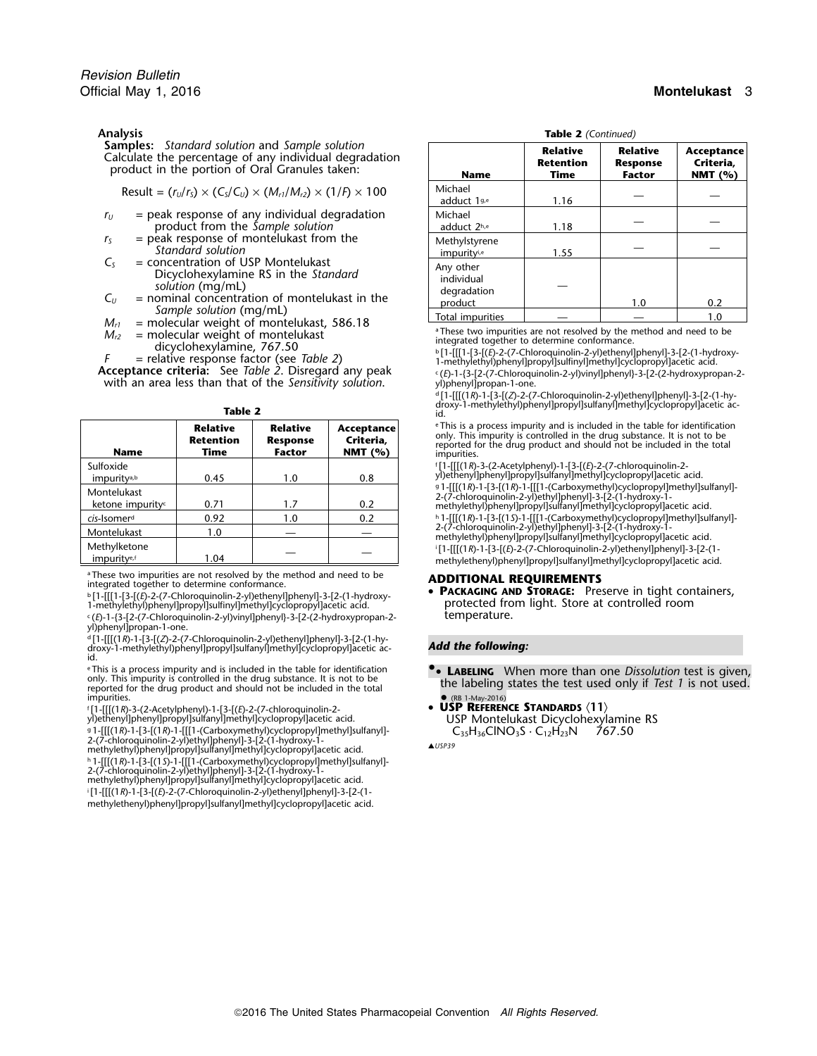**Analysis**

**Samples:** *Standard solution* and *Sample solution*

Calculate the percentage of any individual degradation product in the portion of Oral Granules taken:

$$\text{Result} = (r_U/r_S) \times (C_S/C_U) \times (M_{r1}/M_{r2}) \times (1/F) \times 100$$

- $r_U$ = peak response of any individual degradation product from the *Sample solution*
- $r_S$ = peak response of montelukast from the *Standard solution*
- $C_S$ = concentration of USP Montelukast Dicyclohexylamine RS in the *Standard solution* (mg/mL)
- $C_U$ = nominal concentration of montelukast in the *Sample solution* (mg/mL)
- $M_{r1}$ = molecular weight of montelukast, 586.18
- $M_{r2}$ = molecular weight of montelukast dicyclohexylamine, 767.50
- $F$ = relative response factor (see *Table 2*)

**Acceptance criteria:** See *Table 2*. Disregard any peak with an area less than that of the *Sensitivity solution*.

**Table 2**

| Name | Relative Retention Time | Relative Response Factor | Acceptance Criteria, NMT (%) |
|---|---|---|---|
| Sulfoxide impurity[a,b] | 0.45 | 1.0 | 0.8 |
| Montelukast ketone impurity[c] | 0.71 | 1.7 | 0.2 |
| *cis*-Isomer[d] | 0.92 | 1.0 | 0.2 |
| Montelukast | 1.0 | — | — |
| Methylketone impurity[e,f] | 1.04 | — | — |
| Michael adduct 1[g,e] | 1.16 | — | — |
| Michael adduct 2[h,e] | 1.18 | — | — |
| Methylstyrene impurity[i,e] | 1.55 | — | — |
| Any other individual degradation product | — | 1.0 | 0.2 |
| Total impurities | — | — | 1.0 |

[a] These two impurities are not resolved by the method and need to be integrated together to determine conformance.

[b] [1-[[[1-[3-[(*E*)-2-(7-Chloroquinolin-2-yl)ethenyl]phenyl]-3-[2-(1-hydroxy-1-methylethyl)phenyl]propyl]sulfinyl]methyl]cyclopropyl]acetic acid.

[c] (*E*)-1-{3-[2-(7-Chloroquinolin-2-yl)vinyl]phenyl}-3-[2-(2-hydroxypropan-2-yl)phenyl]propan-1-one.

[d] [1-[[[(1*R*)-1-[3-[(*Z*)-2-(7-Chloroquinolin-2-yl)ethenyl]phenyl]-3-[2-(1-hydroxy-1-methylethyl)phenyl]propyl]sulfanyl]methyl]cyclopropyl]acetic acid.

[e] This is a process impurity and is included in the table for identification only. This impurity is controlled in the drug substance. It is not to be reported for the drug product and should not be included in the total impurities.

[f] [1-[[[(1*R*)-3-(2-Acetylphenyl)-1-[3-[(*E*)-2-(7-chloroquinolin-2-yl)ethenyl]phenyl]propyl]sulfanyl]methyl]cyclopropyl]acetic acid.

[g] 1-[[[(1*R*)-1-[3-[(1*R*)-1-[[[1-(Carboxymethyl)cyclopropyl]methyl]sulfanyl]-2-(7-chloroquinolin-2-yl)ethyl]phenyl]-3-[2-(1-hydroxy-1-methylethyl)phenyl]propyl]sulfanyl]methyl]cyclopropyl]acetic acid.

[h] 1-[[[(1*R*)-1-[3-[(1*S*)-1-[[[1-(Carboxymethyl)cyclopropyl]methyl]sulfanyl]-2-(7-chloroquinolin-2-yl)ethyl]phenyl]-3-[2-(1-hydroxy-1-methylethyl)phenyl]propyl]sulfanyl]methyl]cyclopropyl]acetic acid.

[i] [1-[[[(1*R*)-1-[3-[(*E*)-2-(7-Chloroquinolin-2-yl)ethenyl]phenyl]-3-[2-(1-methylethenyl)phenyl]propyl]sulfanyl]methyl]cyclopropyl]acetic acid.

## ADDITIONAL REQUIREMENTS

- **PACKAGING AND STORAGE:** Preserve in tight containers, protected from light. Store at controlled room temperature.

***Add the following:***

- **LABELING** When more than one *Dissolution* test is given, the labeling states the test used only if *Test 1* is not used. (RB 1-May-2016)
- **USP REFERENCE STANDARDS ⟨11⟩**
  USP Montelukast Dicyclohexylamine RS
  $C_{35}H_{36}ClNO_3S \cdot C_{12}H_{23}N$    767.50

▲USP39